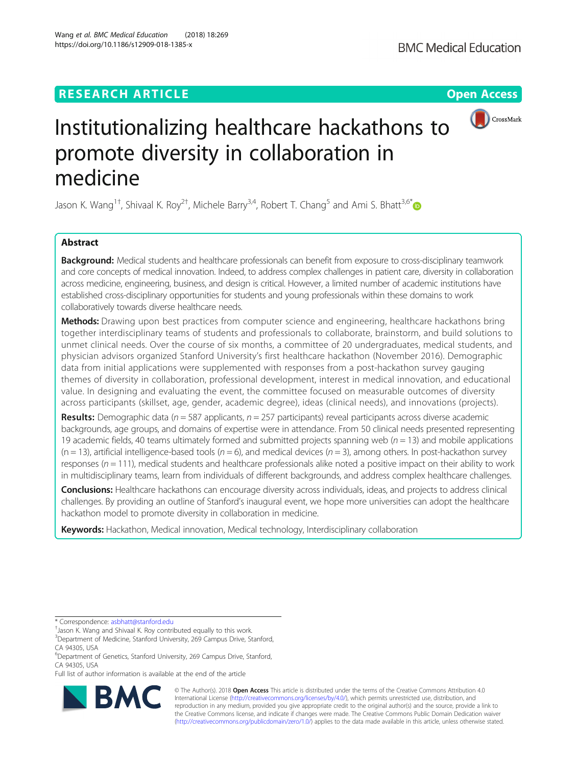RESEARCH ARTICLE

Open Access

# Institutionalizing healthcare hackathons to promote diversity in collaboration in medicine

Jason K. Wang[1†], Shivaal K. Roy[2†], Michele Barry[3,4], Robert T. Chang[5] and Ami S. Bhatt[3,6*]

## Abstract

**Background:** Medical students and healthcare professionals can benefit from exposure to cross-disciplinary teamwork and core concepts of medical innovation. Indeed, to address complex challenges in patient care, diversity in collaboration across medicine, engineering, business, and design is critical. However, a limited number of academic institutions have established cross-disciplinary opportunities for students and young professionals within these domains to work collaboratively towards diverse healthcare needs.

**Methods:** Drawing upon best practices from computer science and engineering, healthcare hackathons bring together interdisciplinary teams of students and professionals to collaborate, brainstorm, and build solutions to unmet clinical needs. Over the course of six months, a committee of 20 undergraduates, medical students, and physician advisors organized Stanford University's first healthcare hackathon (November 2016). Demographic data from initial applications were supplemented with responses from a post-hackathon survey gauging themes of diversity in collaboration, professional development, interest in medical innovation, and educational value. In designing and evaluating the event, the committee focused on measurable outcomes of diversity across participants (skillset, age, gender, academic degree), ideas (clinical needs), and innovations (projects).

**Results:** Demographic data ($n = 587$ applicants, $n = 257$ participants) reveal participants across diverse academic backgrounds, age groups, and domains of expertise were in attendance. From 50 clinical needs presented representing 19 academic fields, 40 teams ultimately formed and submitted projects spanning web ($n = 13$) and mobile applications ($n = 13$), artificial intelligence-based tools ($n = 6$), and medical devices ($n = 3$), among others. In post-hackathon survey responses ($n = 111$), medical students and healthcare professionals alike noted a positive impact on their ability to work in multidisciplinary teams, learn from individuals of different backgrounds, and address complex healthcare challenges.

**Conclusions:** Healthcare hackathons can encourage diversity across individuals, ideas, and projects to address clinical challenges. By providing an outline of Stanford's inaugural event, we hope more universities can adopt the healthcare hackathon model to promote diversity in collaboration in medicine.

**Keywords:** Hackathon, Medical innovation, Medical technology, Interdisciplinary collaboration

---

* Correspondence: asbhatt@stanford.edu

†Jason K. Wang and Shivaal K. Roy contributed equally to this work.

[3]Department of Medicine, Stanford University, 269 Campus Drive, Stanford, CA 94305, USA

[6]Department of Genetics, Stanford University, 269 Campus Drive, Stanford, CA 94305, USA

Full list of author information is available at the end of the article

© The Author(s). 2018 **Open Access** This article is distributed under the terms of the Creative Commons Attribution 4.0 International License (http://creativecommons.org/licenses/by/4.0/), which permits unrestricted use, distribution, and reproduction in any medium, provided you give appropriate credit to the original author(s) and the source, provide a link to the Creative Commons license, and indicate if changes were made. The Creative Commons Public Domain Dedication waiver (http://creativecommons.org/publicdomain/zero/1.0/) applies to the data made available in this article, unless otherwise stated.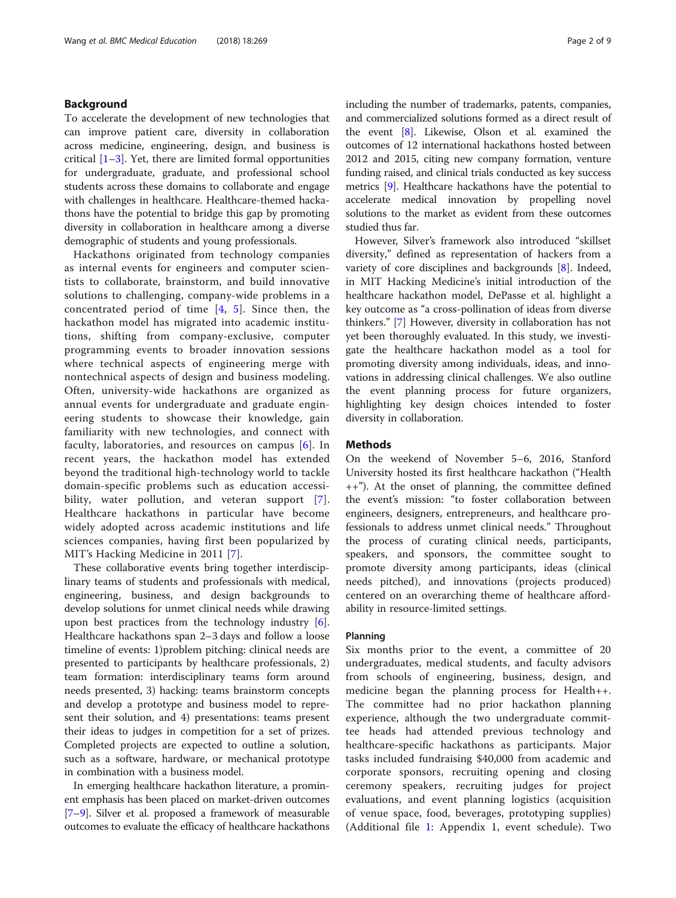## Background

To accelerate the development of new technologies that can improve patient care, diversity in collaboration across medicine, engineering, design, and business is critical [1–3]. Yet, there are limited formal opportunities for undergraduate, graduate, and professional school students across these domains to collaborate and engage with challenges in healthcare. Healthcare-themed hackathons have the potential to bridge this gap by promoting diversity in collaboration in healthcare among a diverse demographic of students and young professionals.

Hackathons originated from technology companies as internal events for engineers and computer scientists to collaborate, brainstorm, and build innovative solutions to challenging, company-wide problems in a concentrated period of time [4, 5]. Since then, the hackathon model has migrated into academic institutions, shifting from company-exclusive, computer programming events to broader innovation sessions where technical aspects of engineering merge with nontechnical aspects of design and business modeling. Often, university-wide hackathons are organized as annual events for undergraduate and graduate engineering students to showcase their knowledge, gain familiarity with new technologies, and connect with faculty, laboratories, and resources on campus [6]. In recent years, the hackathon model has extended beyond the traditional high-technology world to tackle domain-specific problems such as education accessibility, water pollution, and veteran support [7]. Healthcare hackathons in particular have become widely adopted across academic institutions and life sciences companies, having first been popularized by MIT's Hacking Medicine in 2011 [7].

These collaborative events bring together interdisciplinary teams of students and professionals with medical, engineering, business, and design backgrounds to develop solutions for unmet clinical needs while drawing upon best practices from the technology industry [6]. Healthcare hackathons span 2–3 days and follow a loose timeline of events: 1)problem pitching: clinical needs are presented to participants by healthcare professionals, 2) team formation: interdisciplinary teams form around needs presented, 3) hacking: teams brainstorm concepts and develop a prototype and business model to represent their solution, and 4) presentations: teams present their ideas to judges in competition for a set of prizes. Completed projects are expected to outline a solution, such as a software, hardware, or mechanical prototype in combination with a business model.

In emerging healthcare hackathon literature, a prominent emphasis has been placed on market-driven outcomes [7–9]. Silver et al. proposed a framework of measurable outcomes to evaluate the efficacy of healthcare hackathons including the number of trademarks, patents, companies, and commercialized solutions formed as a direct result of the event [8]. Likewise, Olson et al. examined the outcomes of 12 international hackathons hosted between 2012 and 2015, citing new company formation, venture funding raised, and clinical trials conducted as key success metrics [9]. Healthcare hackathons have the potential to accelerate medical innovation by propelling novel solutions to the market as evident from these outcomes studied thus far.

However, Silver's framework also introduced "skillset diversity," defined as representation of hackers from a variety of core disciplines and backgrounds [8]. Indeed, in MIT Hacking Medicine's initial introduction of the healthcare hackathon model, DePasse et al. highlight a key outcome as "a cross-pollination of ideas from diverse thinkers." [7] However, diversity in collaboration has not yet been thoroughly evaluated. In this study, we investigate the healthcare hackathon model as a tool for promoting diversity among individuals, ideas, and innovations in addressing clinical challenges. We also outline the event planning process for future organizers, highlighting key design choices intended to foster diversity in collaboration.

## Methods

On the weekend of November 5–6, 2016, Stanford University hosted its first healthcare hackathon ("Health ++"). At the onset of planning, the committee defined the event's mission: "to foster collaboration between engineers, designers, entrepreneurs, and healthcare professionals to address unmet clinical needs." Throughout the process of curating clinical needs, participants, speakers, and sponsors, the committee sought to promote diversity among participants, ideas (clinical needs pitched), and innovations (projects produced) centered on an overarching theme of healthcare affordability in resource-limited settings.

### Planning

Six months prior to the event, a committee of 20 undergraduates, medical students, and faculty advisors from schools of engineering, business, design, and medicine began the planning process for Health++. The committee had no prior hackathon planning experience, although the two undergraduate committee heads had attended previous technology and healthcare-specific hackathons as participants. Major tasks included fundraising $40,000 from academic and corporate sponsors, recruiting opening and closing ceremony speakers, recruiting judges for project evaluations, and event planning logistics (acquisition of venue space, food, beverages, prototyping supplies) (Additional file 1: Appendix 1, event schedule). Two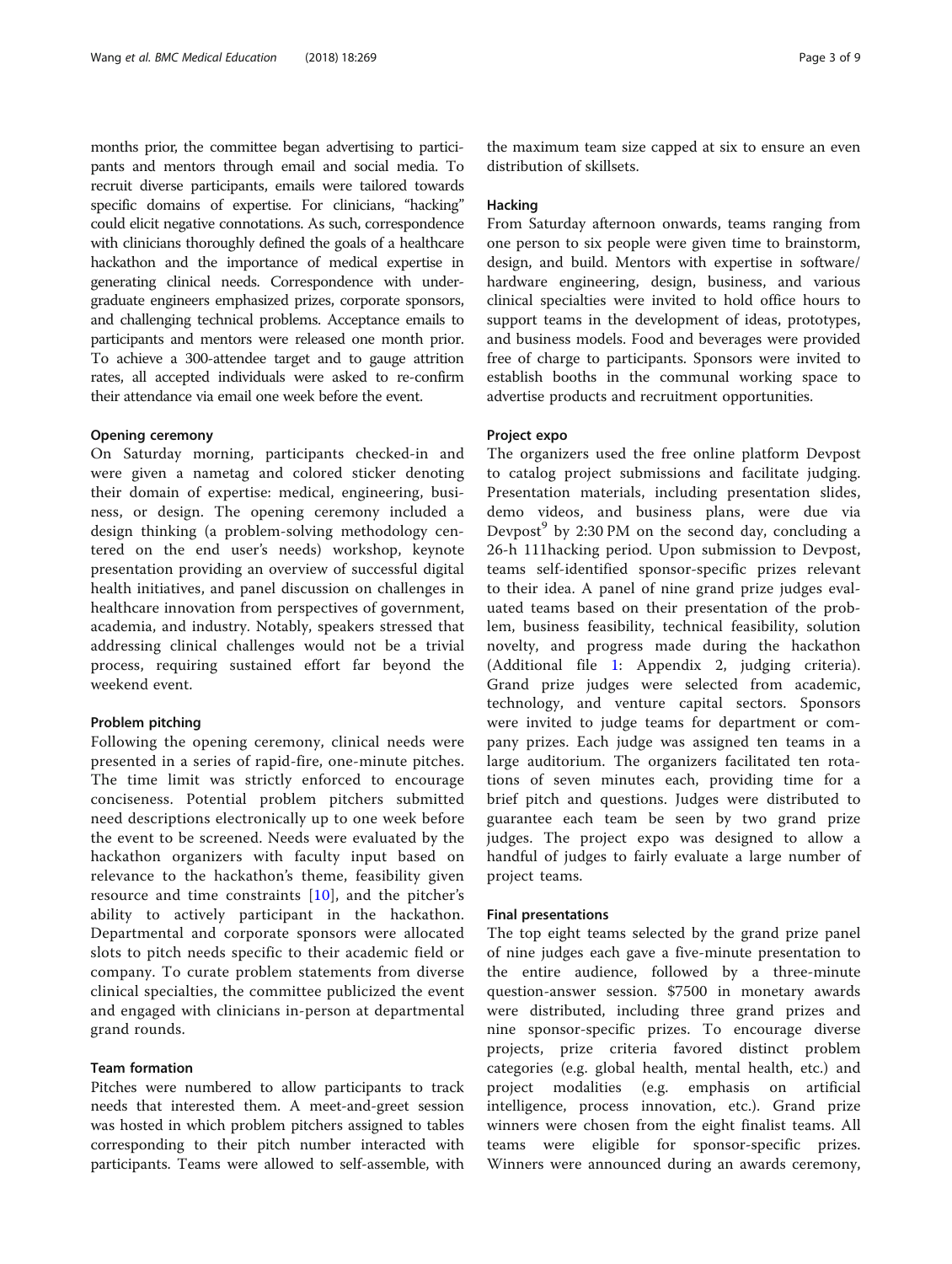months prior, the committee began advertising to participants and mentors through email and social media. To recruit diverse participants, emails were tailored towards specific domains of expertise. For clinicians, "hacking" could elicit negative connotations. As such, correspondence with clinicians thoroughly defined the goals of a healthcare hackathon and the importance of medical expertise in generating clinical needs. Correspondence with undergraduate engineers emphasized prizes, corporate sponsors, and challenging technical problems. Acceptance emails to participants and mentors were released one month prior. To achieve a 300-attendee target and to gauge attrition rates, all accepted individuals were asked to re-confirm their attendance via email one week before the event.

### Opening ceremony

On Saturday morning, participants checked-in and were given a nametag and colored sticker denoting their domain of expertise: medical, engineering, business, or design. The opening ceremony included a design thinking (a problem-solving methodology centered on the end user's needs) workshop, keynote presentation providing an overview of successful digital health initiatives, and panel discussion on challenges in healthcare innovation from perspectives of government, academia, and industry. Notably, speakers stressed that addressing clinical challenges would not be a trivial process, requiring sustained effort far beyond the weekend event.

### Problem pitching

Following the opening ceremony, clinical needs were presented in a series of rapid-fire, one-minute pitches. The time limit was strictly enforced to encourage conciseness. Potential problem pitchers submitted need descriptions electronically up to one week before the event to be screened. Needs were evaluated by the hackathon organizers with faculty input based on relevance to the hackathon's theme, feasibility given resource and time constraints [10], and the pitcher's ability to actively participant in the hackathon. Departmental and corporate sponsors were allocated slots to pitch needs specific to their academic field or company. To curate problem statements from diverse clinical specialties, the committee publicized the event and engaged with clinicians in-person at departmental grand rounds.

### Team formation

Pitches were numbered to allow participants to track needs that interested them. A meet-and-greet session was hosted in which problem pitchers assigned to tables corresponding to their pitch number interacted with participants. Teams were allowed to self-assemble, with the maximum team size capped at six to ensure an even distribution of skillsets.

### Hacking

From Saturday afternoon onwards, teams ranging from one person to six people were given time to brainstorm, design, and build. Mentors with expertise in software/hardware engineering, design, business, and various clinical specialties were invited to hold office hours to support teams in the development of ideas, prototypes, and business models. Food and beverages were provided free of charge to participants. Sponsors were invited to establish booths in the communal working space to advertise products and recruitment opportunities.

### Project expo

The organizers used the free online platform Devpost to catalog project submissions and facilitate judging. Presentation materials, including presentation slides, demo videos, and business plans, were due via Devpost[9] by 2:30 PM on the second day, concluding a 26-h 111hacking period. Upon submission to Devpost, teams self-identified sponsor-specific prizes relevant to their idea. A panel of nine grand prize judges evaluated teams based on their presentation of the problem, business feasibility, technical feasibility, solution novelty, and progress made during the hackathon (Additional file 1: Appendix 2, judging criteria). Grand prize judges were selected from academic, technology, and venture capital sectors. Sponsors were invited to judge teams for department or company prizes. Each judge was assigned ten teams in a large auditorium. The organizers facilitated ten rotations of seven minutes each, providing time for a brief pitch and questions. Judges were distributed to guarantee each team be seen by two grand prize judges. The project expo was designed to allow a handful of judges to fairly evaluate a large number of project teams.

### Final presentations

The top eight teams selected by the grand prize panel of nine judges each gave a five-minute presentation to the entire audience, followed by a three-minute question-answer session. $7500 in monetary awards were distributed, including three grand prizes and nine sponsor-specific prizes. To encourage diverse projects, prize criteria favored distinct problem categories (e.g. global health, mental health, etc.) and project modalities (e.g. emphasis on artificial intelligence, process innovation, etc.). Grand prize winners were chosen from the eight finalist teams. All teams were eligible for sponsor-specific prizes. Winners were announced during an awards ceremony,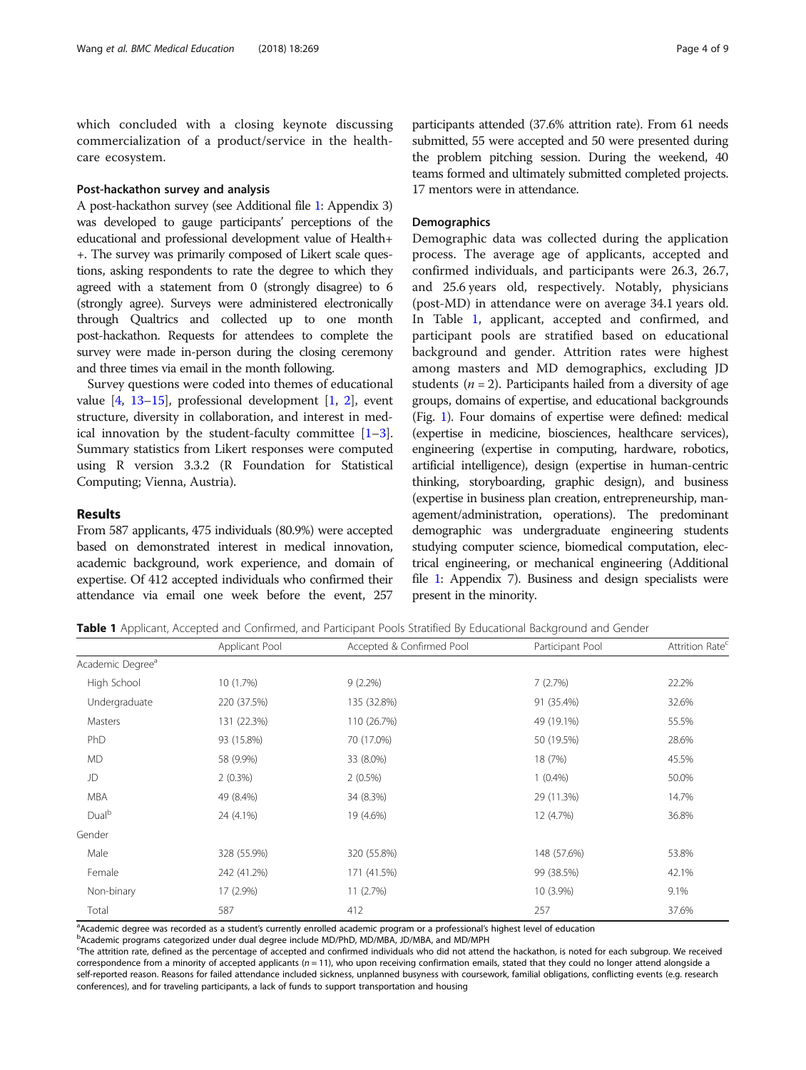which concluded with a closing keynote discussing commercialization of a product/service in the healthcare ecosystem.

### Post-hackathon survey and analysis

A post-hackathon survey (see Additional file 1: Appendix 3) was developed to gauge participants' perceptions of the educational and professional development value of Health++. The survey was primarily composed of Likert scale questions, asking respondents to rate the degree to which they agreed with a statement from 0 (strongly disagree) to 6 (strongly agree). Surveys were administered electronically through Qualtrics and collected up to one month post-hackathon. Requests for attendees to complete the survey were made in-person during the closing ceremony and three times via email in the month following.

Survey questions were coded into themes of educational value [4, 13–15], professional development [1, 2], event structure, diversity in collaboration, and interest in medical innovation by the student-faculty committee [1–3]. Summary statistics from Likert responses were computed using R version 3.3.2 (R Foundation for Statistical Computing; Vienna, Austria).

## Results

From 587 applicants, 475 individuals (80.9%) were accepted based on demonstrated interest in medical innovation, academic background, work experience, and domain of expertise. Of 412 accepted individuals who confirmed their attendance via email one week before the event, 257 participants attended (37.6% attrition rate). From 61 needs submitted, 55 were accepted and 50 were presented during the problem pitching session. During the weekend, 40 teams formed and ultimately submitted completed projects. 17 mentors were in attendance.

### Demographics

Demographic data was collected during the application process. The average age of applicants, accepted and confirmed individuals, and participants were 26.3, 26.7, and 25.6 years old, respectively. Notably, physicians (post-MD) in attendance were on average 34.1 years old. In Table 1, applicant, accepted and confirmed, and participant pools are stratified based on educational background and gender. Attrition rates were highest among masters and MD demographics, excluding JD students ($n = 2$). Participants hailed from a diversity of age groups, domains of expertise, and educational backgrounds (Fig. 1). Four domains of expertise were defined: medical (expertise in medicine, biosciences, healthcare services), engineering (expertise in computing, hardware, robotics, artificial intelligence), design (expertise in human-centric thinking, storyboarding, graphic design), and business (expertise in business plan creation, entrepreneurship, management/administration, operations). The predominant demographic was undergraduate engineering students studying computer science, biomedical computation, electrical engineering, or mechanical engineering (Additional file 1: Appendix 7). Business and design specialists were present in the minority.

**Table 1** Applicant, Accepted and Confirmed, and Participant Pools Stratified By Educational Background and Gender

| | Applicant Pool | Accepted & Confirmed Pool | Participant Pool | Attrition Rate[c] |
|---|---|---|---|---|
| Academic Degree[a] | | | | |
| High School | 10 (1.7%) | 9 (2.2%) | 7 (2.7%) | 22.2% |
| Undergraduate | 220 (37.5%) | 135 (32.8%) | 91 (35.4%) | 32.6% |
| Masters | 131 (22.3%) | 110 (26.7%) | 49 (19.1%) | 55.5% |
| PhD | 93 (15.8%) | 70 (17.0%) | 50 (19.5%) | 28.6% |
| MD | 58 (9.9%) | 33 (8.0%) | 18 (7%) | 45.5% |
| JD | 2 (0.3%) | 2 (0.5%) | 1 (0.4%) | 50.0% |
| MBA | 49 (8.4%) | 34 (8.3%) | 29 (11.3%) | 14.7% |
| Dual[b] | 24 (4.1%) | 19 (4.6%) | 12 (4.7%) | 36.8% |
| Gender | | | | |
| Male | 328 (55.9%) | 320 (55.8%) | 148 (57.6%) | 53.8% |
| Female | 242 (41.2%) | 171 (41.5%) | 99 (38.5%) | 42.1% |
| Non-binary | 17 (2.9%) | 11 (2.7%) | 10 (3.9%) | 9.1% |
| Total | 587 | 412 | 257 | 37.6% |

[a]Academic degree was recorded as a student's currently enrolled academic program or a professional's highest level of education

[b]Academic programs categorized under dual degree include MD/PhD, MD/MBA, JD/MBA, and MD/MPH

[c]The attrition rate, defined as the percentage of accepted and confirmed individuals who did not attend the hackathon, is noted for each subgroup. We received correspondence from a minority of accepted applicants ($n = 11$), who upon receiving confirmation emails, stated that they could no longer attend alongside a self-reported reason. Reasons for failed attendance included sickness, unplanned busyness with coursework, familial obligations, conflicting events (e.g. research conferences), and for traveling participants, a lack of funds to support transportation and housing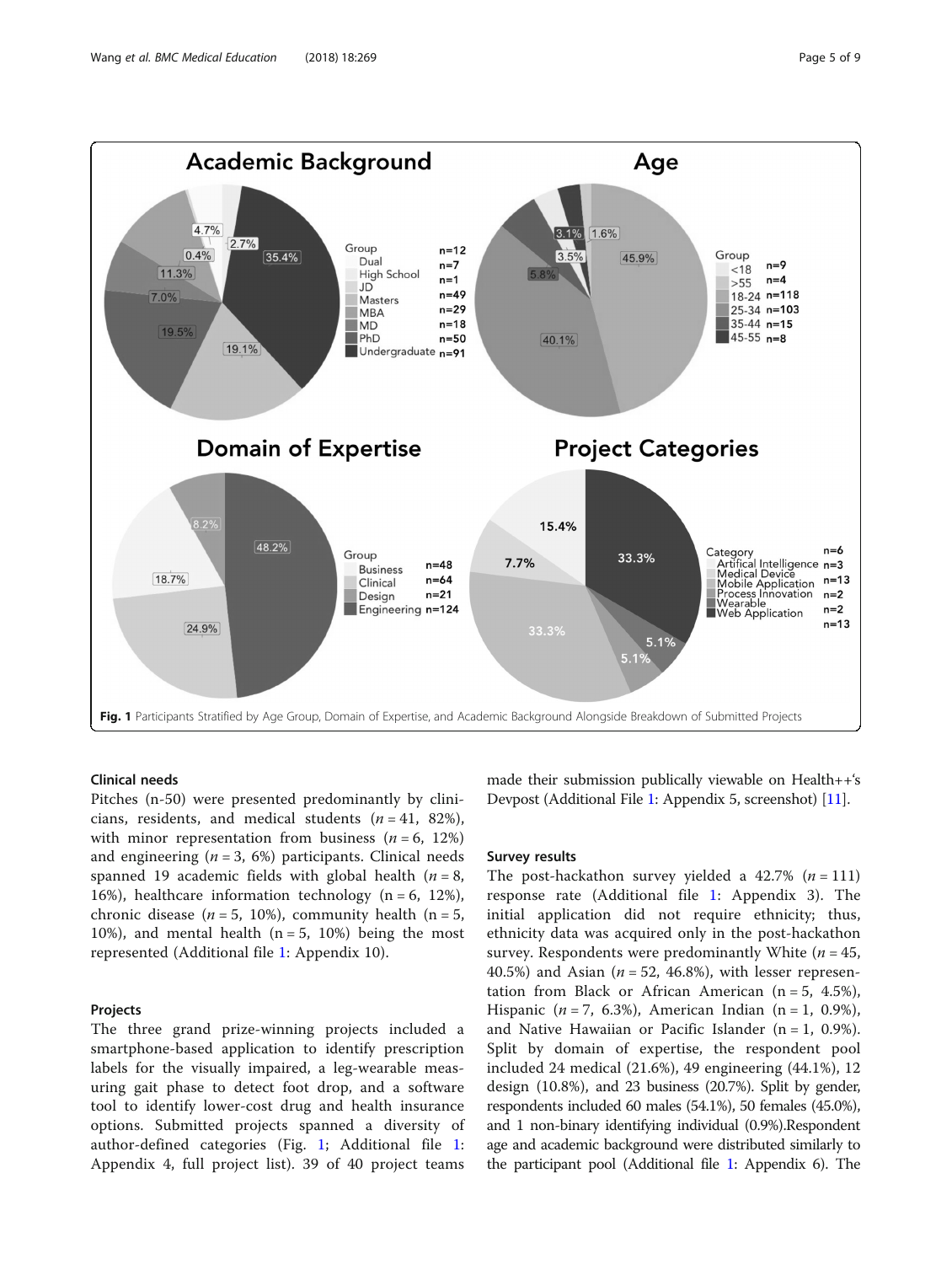Fig. 1 Participants Stratified by Age Group, Domain of Expertise, and Academic Background Alongside Breakdown of Submitted Projects

### Clinical needs

Pitches (n-50) were presented predominantly by clinicians, residents, and medical students ($n = 41$, 82%), with minor representation from business ($n = 6$, 12%) and engineering ($n = 3$, 6%) participants. Clinical needs spanned 19 academic fields with global health ($n = 8$, 16%), healthcare information technology (n = 6, 12%), chronic disease ($n = 5$, 10%), community health (n = 5, 10%), and mental health (n = 5, 10%) being the most represented (Additional file 1: Appendix 10).

### Projects

The three grand prize-winning projects included a smartphone-based application to identify prescription labels for the visually impaired, a leg-wearable measuring gait phase to detect foot drop, and a software tool to identify lower-cost drug and health insurance options. Submitted projects spanned a diversity of author-defined categories (Fig. 1; Additional file 1: Appendix 4, full project list). 39 of 40 project teams made their submission publically viewable on Health++'s Devpost (Additional File 1: Appendix 5, screenshot) [11].

### Survey results

The post-hackathon survey yielded a 42.7% ($n = 111$) response rate (Additional file 1: Appendix 3). The initial application did not require ethnicity; thus, ethnicity data was acquired only in the post-hackathon survey. Respondents were predominantly White ($n = 45$, 40.5%) and Asian ($n = 52$, 46.8%), with lesser representation from Black or African American (n = 5, 4.5%), Hispanic ($n = 7$, 6.3%), American Indian (n = 1, 0.9%), and Native Hawaiian or Pacific Islander (n = 1, 0.9%). Split by domain of expertise, the respondent pool included 24 medical (21.6%), 49 engineering (44.1%), 12 design (10.8%), and 23 business (20.7%). Split by gender, respondents included 60 males (54.1%), 50 females (45.0%), and 1 non-binary identifying individual (0.9%).Respondent age and academic background were distributed similarly to the participant pool (Additional file 1: Appendix 6). The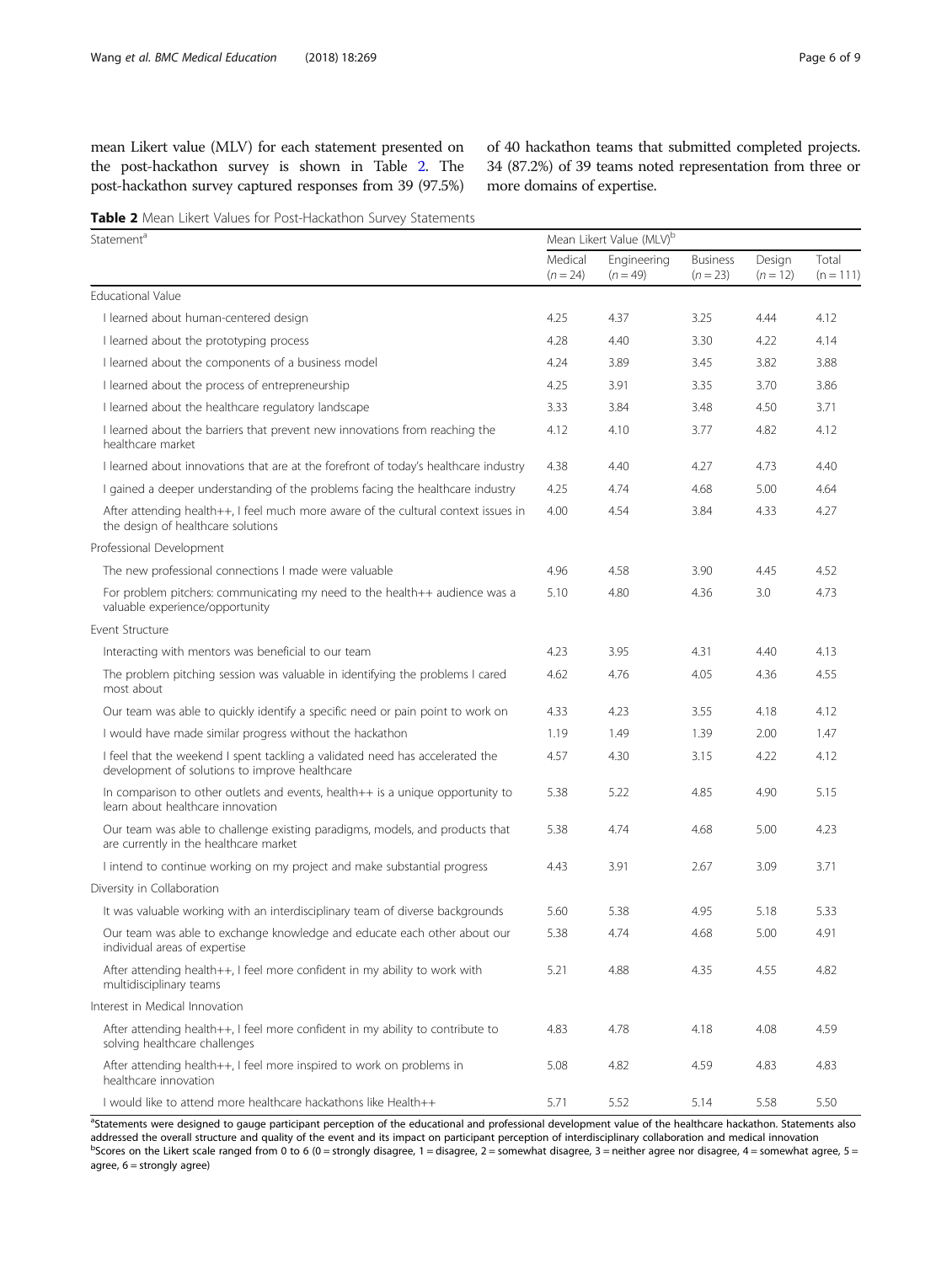mean Likert value (MLV) for each statement presented on the post-hackathon survey is shown in Table 2. The post-hackathon survey captured responses from 39 (97.5%) of 40 hackathon teams that submitted completed projects. 34 (87.2%) of 39 teams noted representation from three or more domains of expertise.

**Table 2** Mean Likert Values for Post-Hackathon Survey Statements

| Statement[a] | Mean Likert Value (MLV)[b] | | | | |
|---|---|---|---|---|---|
| | Medical ($n = 24$) | Engineering ($n = 49$) | Business ($n = 23$) | Design ($n = 12$) | Total ($n = 111$) |
| Educational Value | | | | | |
| I learned about human-centered design | 4.25 | 4.37 | 3.25 | 4.44 | 4.12 |
| I learned about the prototyping process | 4.28 | 4.40 | 3.30 | 4.22 | 4.14 |
| I learned about the components of a business model | 4.24 | 3.89 | 3.45 | 3.82 | 3.88 |
| I learned about the process of entrepreneurship | 4.25 | 3.91 | 3.35 | 3.70 | 3.86 |
| I learned about the healthcare regulatory landscape | 3.33 | 3.84 | 3.48 | 4.50 | 3.71 |
| I learned about the barriers that prevent new innovations from reaching the healthcare market | 4.12 | 4.10 | 3.77 | 4.82 | 4.12 |
| I learned about innovations that are at the forefront of today's healthcare industry | 4.38 | 4.40 | 4.27 | 4.73 | 4.40 |
| I gained a deeper understanding of the problems facing the healthcare industry | 4.25 | 4.74 | 4.68 | 5.00 | 4.64 |
| After attending health++, I feel much more aware of the cultural context issues in the design of healthcare solutions | 4.00 | 4.54 | 3.84 | 4.33 | 4.27 |
| Professional Development | | | | | |
| The new professional connections I made were valuable | 4.96 | 4.58 | 3.90 | 4.45 | 4.52 |
| For problem pitchers: communicating my need to the health++ audience was a valuable experience/opportunity | 5.10 | 4.80 | 4.36 | 3.0 | 4.73 |
| Event Structure | | | | | |
| Interacting with mentors was beneficial to our team | 4.23 | 3.95 | 4.31 | 4.40 | 4.13 |
| The problem pitching session was valuable in identifying the problems I cared most about | 4.62 | 4.76 | 4.05 | 4.36 | 4.55 |
| Our team was able to quickly identify a specific need or pain point to work on | 4.33 | 4.23 | 3.55 | 4.18 | 4.12 |
| I would have made similar progress without the hackathon | 1.19 | 1.49 | 1.39 | 2.00 | 1.47 |
| I feel that the weekend I spent tackling a validated need has accelerated the development of solutions to improve healthcare | 4.57 | 4.30 | 3.15 | 4.22 | 4.12 |
| In comparison to other outlets and events, health++ is a unique opportunity to learn about healthcare innovation | 5.38 | 5.22 | 4.85 | 4.90 | 5.15 |
| Our team was able to challenge existing paradigms, models, and products that are currently in the healthcare market | 5.38 | 4.74 | 4.68 | 5.00 | 4.23 |
| I intend to continue working on my project and make substantial progress | 4.43 | 3.91 | 2.67 | 3.09 | 3.71 |
| Diversity in Collaboration | | | | | |
| It was valuable working with an interdisciplinary team of diverse backgrounds | 5.60 | 5.38 | 4.95 | 5.18 | 5.33 |
| Our team was able to exchange knowledge and educate each other about our individual areas of expertise | 5.38 | 4.74 | 4.68 | 5.00 | 4.91 |
| After attending health++, I feel more confident in my ability to work with multidisciplinary teams | 5.21 | 4.88 | 4.35 | 4.55 | 4.82 |
| Interest in Medical Innovation | | | | | |
| After attending health++, I feel more confident in my ability to contribute to solving healthcare challenges | 4.83 | 4.78 | 4.18 | 4.08 | 4.59 |
| After attending health++, I feel more inspired to work on problems in healthcare innovation | 5.08 | 4.82 | 4.59 | 4.83 | 4.83 |
| I would like to attend more healthcare hackathons like Health++ | 5.71 | 5.52 | 5.14 | 5.58 | 5.50 |

[a]Statements were designed to gauge participant perception of the educational and professional development value of the healthcare hackathon. Statements also addressed the overall structure and quality of the event and its impact on participant perception of interdisciplinary collaboration and medical innovation
[b]Scores on the Likert scale ranged from 0 to 6 (0 = strongly disagree, 1 = disagree, 2 = somewhat disagree, 3 = neither agree nor disagree, 4 = somewhat agree, 5 = agree, 6 = strongly agree)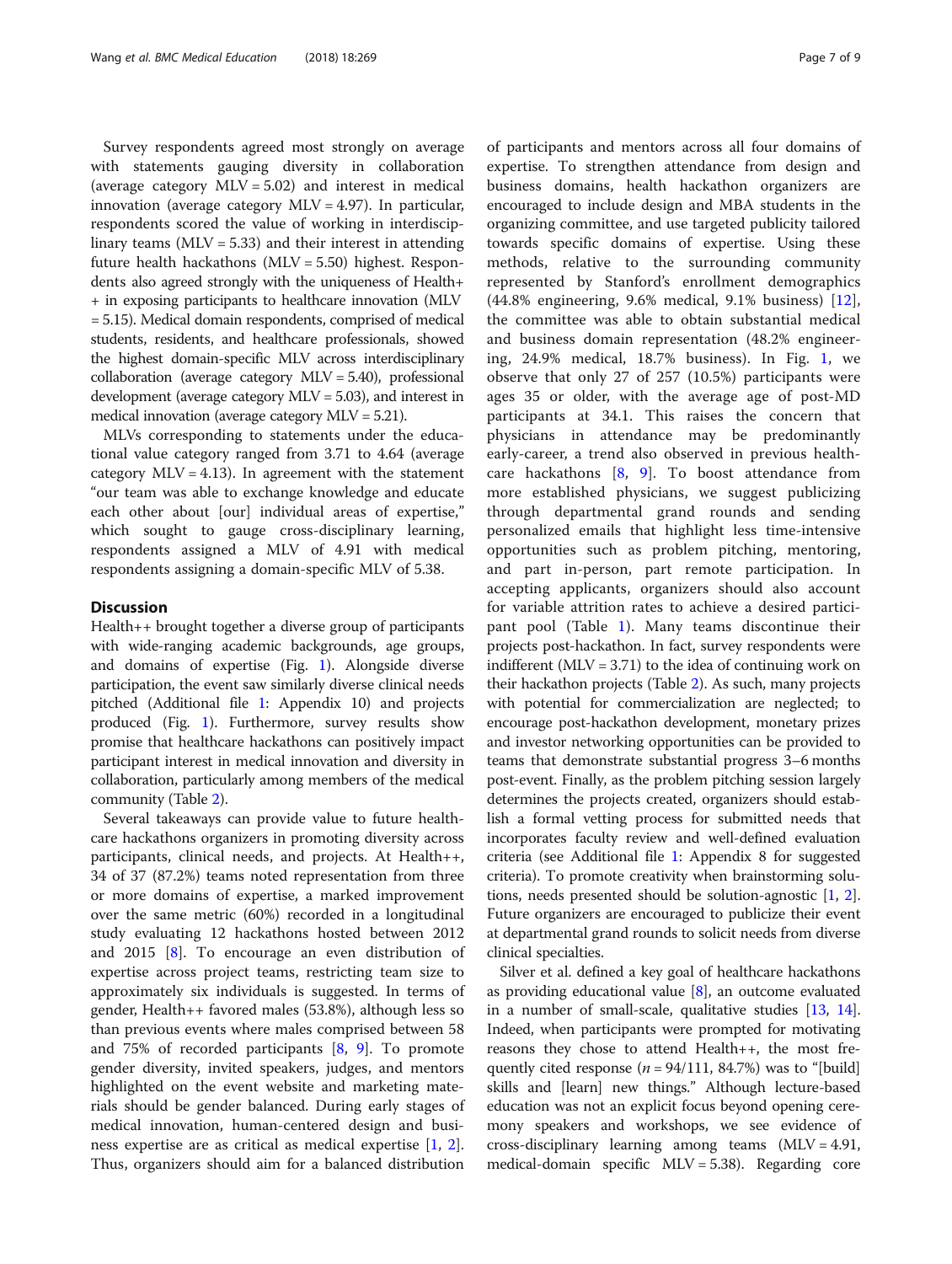Survey respondents agreed most strongly on average with statements gauging diversity in collaboration (average category MLV = 5.02) and interest in medical innovation (average category MLV = 4.97). In particular, respondents scored the value of working in interdisciplinary teams (MLV = 5.33) and their interest in attending future health hackathons (MLV = 5.50) highest. Respondents also agreed strongly with the uniqueness of Health++ in exposing participants to healthcare innovation (MLV = 5.15). Medical domain respondents, comprised of medical students, residents, and healthcare professionals, showed the highest domain-specific MLV across interdisciplinary collaboration (average category MLV = 5.40), professional development (average category MLV = 5.03), and interest in medical innovation (average category MLV = 5.21).

MLVs corresponding to statements under the educational value category ranged from 3.71 to 4.64 (average category MLV = 4.13). In agreement with the statement "our team was able to exchange knowledge and educate each other about [our] individual areas of expertise," which sought to gauge cross-disciplinary learning, respondents assigned a MLV of 4.91 with medical respondents assigning a domain-specific MLV of 5.38.

## Discussion

Health++ brought together a diverse group of participants with wide-ranging academic backgrounds, age groups, and domains of expertise (Fig. 1). Alongside diverse participation, the event saw similarly diverse clinical needs pitched (Additional file 1: Appendix 10) and projects produced (Fig. 1). Furthermore, survey results show promise that healthcare hackathons can positively impact participant interest in medical innovation and diversity in collaboration, particularly among members of the medical community (Table 2).

Several takeaways can provide value to future healthcare hackathons organizers in promoting diversity across participants, clinical needs, and projects. At Health++, 34 of 37 (87.2%) teams noted representation from three or more domains of expertise, a marked improvement over the same metric (60%) recorded in a longitudinal study evaluating 12 hackathons hosted between 2012 and 2015 [8]. To encourage an even distribution of expertise across project teams, restricting team size to approximately six individuals is suggested. In terms of gender, Health++ favored males (53.8%), although less so than previous events where males comprised between 58 and 75% of recorded participants [8, 9]. To promote gender diversity, invited speakers, judges, and mentors highlighted on the event website and marketing materials should be gender balanced. During early stages of medical innovation, human-centered design and business expertise are as critical as medical expertise [1, 2]. Thus, organizers should aim for a balanced distribution of participants and mentors across all four domains of expertise. To strengthen attendance from design and business domains, health hackathon organizers are encouraged to include design and MBA students in the organizing committee, and use targeted publicity tailored towards specific domains of expertise. Using these methods, relative to the surrounding community represented by Stanford's enrollment demographics (44.8% engineering, 9.6% medical, 9.1% business) [12], the committee was able to obtain substantial medical and business domain representation (48.2% engineering, 24.9% medical, 18.7% business). In Fig. 1, we observe that only 27 of 257 (10.5%) participants were ages 35 or older, with the average age of post-MD participants at 34.1. This raises the concern that physicians in attendance may be predominantly early-career, a trend also observed in previous healthcare hackathons [8, 9]. To boost attendance from more established physicians, we suggest publicizing through departmental grand rounds and sending personalized emails that highlight less time-intensive opportunities such as problem pitching, mentoring, and part in-person, part remote participation. In accepting applicants, organizers should also account for variable attrition rates to achieve a desired participant pool (Table 1). Many teams discontinue their projects post-hackathon. In fact, survey respondents were indifferent (MLV = 3.71) to the idea of continuing work on their hackathon projects (Table 2). As such, many projects with potential for commercialization are neglected; to encourage post-hackathon development, monetary prizes and investor networking opportunities can be provided to teams that demonstrate substantial progress 3–6 months post-event. Finally, as the problem pitching session largely determines the projects created, organizers should establish a formal vetting process for submitted needs that incorporates faculty review and well-defined evaluation criteria (see Additional file 1: Appendix 8 for suggested criteria). To promote creativity when brainstorming solutions, needs presented should be solution-agnostic [1, 2]. Future organizers are encouraged to publicize their event at departmental grand rounds to solicit needs from diverse clinical specialties.

Silver et al. defined a key goal of healthcare hackathons as providing educational value [8], an outcome evaluated in a number of small-scale, qualitative studies [13, 14]. Indeed, when participants were prompted for motivating reasons they chose to attend Health++, the most frequently cited response ($n = 94/111$, 84.7%) was to "[build] skills and [learn] new things." Although lecture-based education was not an explicit focus beyond opening ceremony speakers and workshops, we see evidence of cross-disciplinary learning among teams (MLV = 4.91, medical-domain specific MLV = 5.38). Regarding core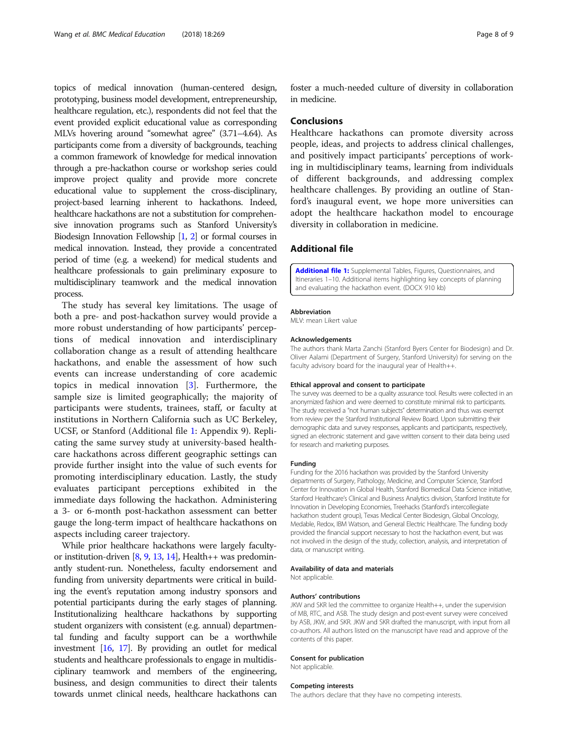topics of medical innovation (human-centered design, prototyping, business model development, entrepreneurship, healthcare regulation, etc.), respondents did not feel that the event provided explicit educational value as corresponding MLVs hovering around "somewhat agree" (3.71–4.64). As participants come from a diversity of backgrounds, teaching a common framework of knowledge for medical innovation through a pre-hackathon course or workshop series could improve project quality and provide more concrete educational value to supplement the cross-disciplinary, project-based learning inherent to hackathons. Indeed, healthcare hackathons are not a substitution for comprehensive innovation programs such as Stanford University's Biodesign Innovation Fellowship [1, 2] or formal courses in medical innovation. Instead, they provide a concentrated period of time (e.g. a weekend) for medical students and healthcare professionals to gain preliminary exposure to multidisciplinary teamwork and the medical innovation process.

The study has several key limitations. The usage of both a pre- and post-hackathon survey would provide a more robust understanding of how participants' perceptions of medical innovation and interdisciplinary collaboration change as a result of attending healthcare hackathons, and enable the assessment of how such events can increase understanding of core academic topics in medical innovation [3]. Furthermore, the sample size is limited geographically; the majority of participants were students, trainees, staff, or faculty at institutions in Northern California such as UC Berkeley, UCSF, or Stanford (Additional file 1: Appendix 9). Replicating the same survey study at university-based healthcare hackathons across different geographic settings can provide further insight into the value of such events for promoting interdisciplinary education. Lastly, the study evaluates participant perceptions exhibited in the immediate days following the hackathon. Administering a 3- or 6-month post-hackathon assessment can better gauge the long-term impact of healthcare hackathons on aspects including career trajectory.

While prior healthcare hackathons were largely faculty- or institution-driven [8, 9, 13, 14], Health++ was predominantly student-run. Nonetheless, faculty endorsement and funding from university departments were critical in building the event's reputation among industry sponsors and potential participants during the early stages of planning. Institutionalizing healthcare hackathons by supporting student organizers with consistent (e.g. annual) departmental funding and faculty support can be a worthwhile investment [16, 17]. By providing an outlet for medical students and healthcare professionals to engage in multidisciplinary teamwork and members of the engineering, business, and design communities to direct their talents towards unmet clinical needs, healthcare hackathons can foster a much-needed culture of diversity in collaboration in medicine.

## Conclusions

Healthcare hackathons can promote diversity across people, ideas, and projects to address clinical challenges, and positively impact participants' perceptions of working in multidisciplinary teams, learning from individuals of different backgrounds, and addressing complex healthcare challenges. By providing an outline of Stanford's inaugural event, we hope more universities can adopt the healthcare hackathon model to encourage diversity in collaboration in medicine.

## Additional file

**Additional file 1:** Supplemental Tables, Figures, Questionnaires, and Itineraries 1–10. Additional items highlighting key concepts of planning and evaluating the hackathon event. (DOCX 910 kb)

### Abbreviation

MLV: mean Likert value

### Acknowledgements

The authors thank Marta Zanchi (Stanford Byers Center for Biodesign) and Dr. Oliver Aalami (Department of Surgery, Stanford University) for serving on the faculty advisory board for the inaugural year of Health++.

### Ethical approval and consent to participate

The survey was deemed to be a quality assurance tool. Results were collected in an anonymized fashion and were deemed to constitute minimal risk to participants. The study received a "not human subjects" determination and thus was exempt from review per the Stanford Institutional Review Board. Upon submitting their demographic data and survey responses, applicants and participants, respectively, signed an electronic statement and gave written consent to their data being used for research and marketing purposes.

### Funding

Funding for the 2016 hackathon was provided by the Stanford University departments of Surgery, Pathology, Medicine, and Computer Science, Stanford Center for Innovation in Global Health, Stanford Biomedical Data Science initiative, Stanford Healthcare's Clinical and Business Analytics division, Stanford Institute for Innovation in Developing Economies, Treehacks (Stanford's intercollegiate hackathon student group), Texas Medical Center Biodesign, Global Oncology, Medable, Redox, IBM Watson, and General Electric Healthcare. The funding body provided the financial support necessary to host the hackathon event, but was not involved in the design of the study, collection, analysis, and interpretation of data, or manuscript writing.

### Availability of data and materials

Not applicable.

### Authors' contributions

JKW and SKR led the committee to organize Health++, under the supervision of MB, RTC, and ASB. The study design and post-event survey were conceived by ASB, JKW, and SKR. JKW and SKR drafted the manuscript, with input from all co-authors. All authors listed on the manuscript have read and approve of the contents of this paper.

### Consent for publication

Not applicable.

### Competing interests

The authors declare that they have no competing interests.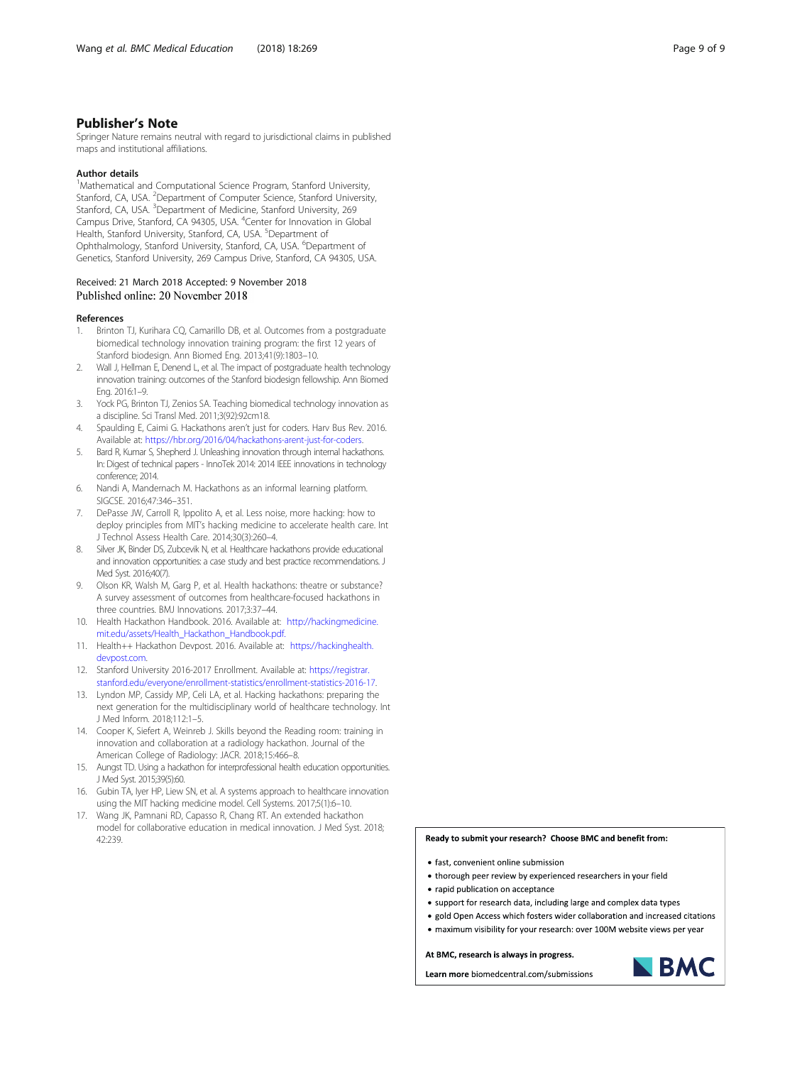## Publisher's Note

Springer Nature remains neutral with regard to jurisdictional claims in published maps and institutional affiliations.

### Author details

[1]Mathematical and Computational Science Program, Stanford University, Stanford, CA, USA. [2]Department of Computer Science, Stanford University, Stanford, CA, USA. [3]Department of Medicine, Stanford University, 269 Campus Drive, Stanford, CA 94305, USA. [4]Center for Innovation in Global Health, Stanford University, Stanford, CA, USA. [5]Department of Ophthalmology, Stanford University, Stanford, CA, USA. [6]Department of Genetics, Stanford University, 269 Campus Drive, Stanford, CA 94305, USA.

Received: 21 March 2018 Accepted: 9 November 2018
Published online: 20 November 2018

### References

1. Brinton TJ, Kurihara CQ, Camarillo DB, et al. Outcomes from a postgraduate biomedical technology innovation training program: the first 12 years of Stanford biodesign. Ann Biomed Eng. 2013;41(9):1803–10.
2. Wall J, Hellman E, Denend L, et al. The impact of postgraduate health technology innovation training: outcomes of the Stanford biodesign fellowship. Ann Biomed Eng. 2016:1–9.
3. Yock PG, Brinton TJ, Zenios SA. Teaching biomedical technology innovation as a discipline. Sci Transl Med. 2011;3(92):92cm18.
4. Spaulding E, Caimi G. Hackathons aren't just for coders. Harv Bus Rev. 2016. Available at: https://hbr.org/2016/04/hackathons-arent-just-for-coders.
5. Bard R, Kumar S, Shepherd J. Unleashing innovation through internal hackathons. In: Digest of technical papers - InnoTek 2014: 2014 IEEE innovations in technology conference; 2014.
6. Nandi A, Mandernach M. Hackathons as an informal learning platform. SIGCSE. 2016;47:346–351.
7. DePasse JW, Carroll R, Ippolito A, et al. Less noise, more hacking: how to deploy principles from MIT's hacking medicine to accelerate health care. Int J Technol Assess Health Care. 2014;30(3):260–4.
8. Silver JK, Binder DS, Zubcevik N, et al. Healthcare hackathons provide educational and innovation opportunities: a case study and best practice recommendations. J Med Syst. 2016;40(7).
9. Olson KR, Walsh M, Garg P, et al. Health hackathons: theatre or substance? A survey assessment of outcomes from healthcare-focused hackathons in three countries. BMJ Innovations. 2017;3:37–44.
10. Health Hackathon Handbook. 2016. Available at: http://hackingmedicine.mit.edu/assets/Health_Hackathon_Handbook.pdf.
11. Health++ Hackathon Devpost. 2016. Available at: https://hackinghealth.devpost.com.
12. Stanford University 2016-2017 Enrollment. Available at: https://registrar.stanford.edu/everyone/enrollment-statistics/enrollment-statistics-2016-17.
13. Lyndon MP, Cassidy MP, Celi LA, et al. Hacking hackathons: preparing the next generation for the multidisciplinary world of healthcare technology. Int J Med Inform. 2018;112:1–5.
14. Cooper K, Siefert A, Weinreb J. Skills beyond the Reading room: training in innovation and collaboration at a radiology hackathon. Journal of the American College of Radiology: JACR. 2018;15:466–8.
15. Aungst TD. Using a hackathon for interprofessional health education opportunities. J Med Syst. 2015;39(5):60.
16. Gubin TA, Iyer HP, Liew SN, et al. A systems approach to healthcare innovation using the MIT hacking medicine model. Cell Systems. 2017;5(1):6–10.
17. Wang JK, Pamnani RD, Capasso R, Chang RT. An extended hackathon model for collaborative education in medical innovation. J Med Syst. 2018;42:239.

**Ready to submit your research? Choose BMC and benefit from:**

- fast, convenient online submission
- thorough peer review by experienced researchers in your field
- rapid publication on acceptance
- support for research data, including large and complex data types
- gold Open Access which fosters wider collaboration and increased citations
- maximum visibility for your research: over 100M website views per year

**At BMC, research is always in progress.**

**Learn more** biomedcentral.com/submissions

BMC